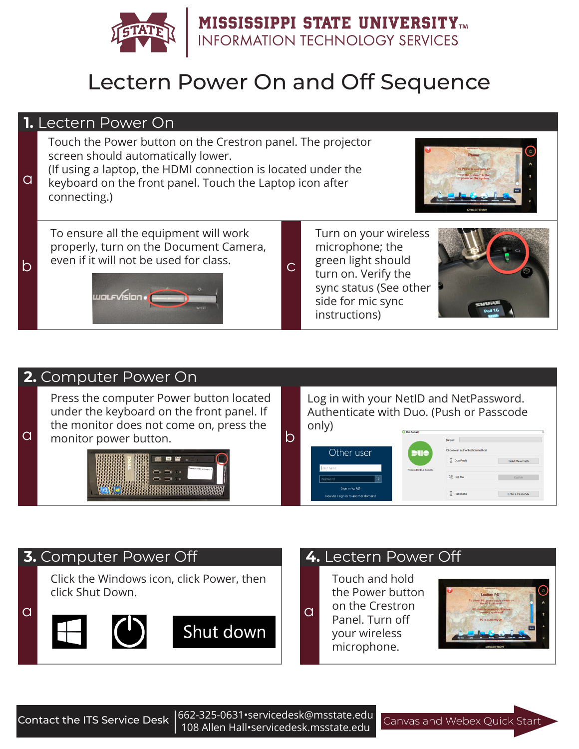# MISSISSIPPI STATE UNIVERSITY™
## INFORMATION TECHNOLOGY SERVICES

# Lectern Power On and Off Sequence

## 1. Lectern Power On

**a** Touch the Power button on the Crestron panel. The projector screen should automatically lower.
(If using a laptop, the HDMI connection is located under the keyboard on the front panel. Touch the Laptop icon after connecting.)

**b** To ensure all the equipment will work properly, turn on the Document Camera, even if it will not be used for class.

**c** Turn on your wireless microphone; the green light should turn on. Verify the sync status (See other side for mic sync instructions)

## 2. Computer Power On

**a** Press the computer Power button located under the keyboard on the front panel. If the monitor does not come on, press the monitor power button.

**b** Log in with your NetID and NetPassword. Authenticate with Duo. (Push or Passcode only)

## 3. Computer Power Off

**a** Click the Windows icon, click Power, then click Shut Down.

Shut down

## 4. Lectern Power Off

**a** Touch and hold the Power button on the Crestron Panel. Turn off your wireless microphone.

Contact the ITS Service Desk | 662-325-0631•servicedesk@msstate.edu
108 Allen Hall•servicedesk.msstate.edu

Canvas and Webex Quick Start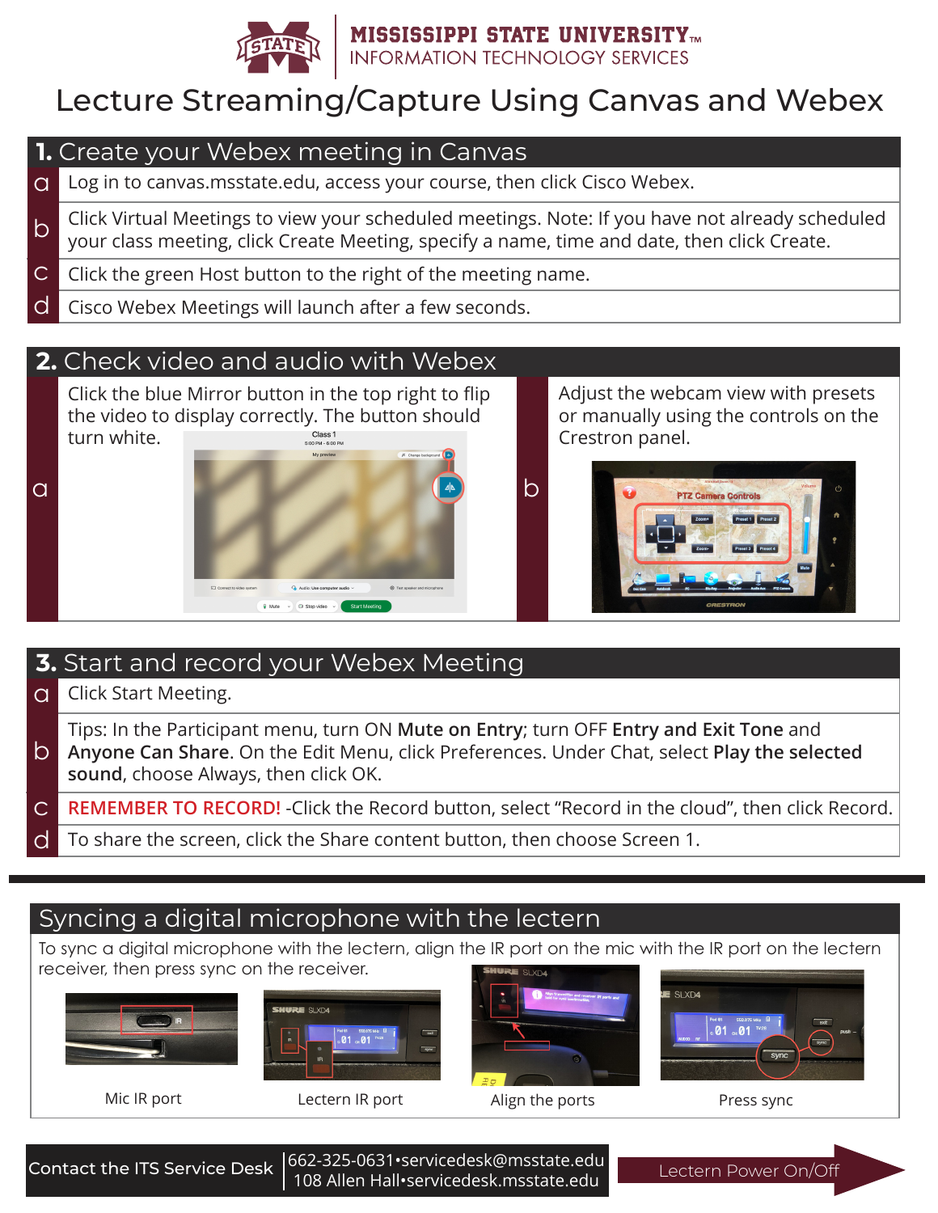**MISSISSIPPI STATE UNIVERSITY™**
INFORMATION TECHNOLOGY SERVICES

# Lecture Streaming/Capture Using Canvas and Webex

## 1. Create your Webex meeting in Canvas

- a. Log in to canvas.msstate.edu, access your course, then click Cisco Webex.
- b. Click Virtual Meetings to view your scheduled meetings. Note: If you have not already scheduled your class meeting, click Create Meeting, specify a name, time and date, then click Create.
- c. Click the green Host button to the right of the meeting name.
- d. Cisco Webex Meetings will launch after a few seconds.

## 2. Check video and audio with Webex

- a. Click the blue Mirror button in the top right to flip the video to display correctly. The button should turn white.
- b. Adjust the webcam view with presets or manually using the controls on the Crestron panel.

## 3. Start and record your Webex Meeting

- a. Click Start Meeting.
- b. Tips: In the Participant menu, turn ON **Mute on Entry**; turn OFF **Entry and Exit Tone** and **Anyone Can Share**. On the Edit Menu, click Preferences. Under Chat, select **Play the selected sound**, choose Always, then click OK.
- c. REMEMBER TO RECORD! -Click the Record button, select “Record in the cloud”, then click Record.
- d. To share the screen, click the Share content button, then choose Screen 1.

## Syncing a digital microphone with the lectern

To sync a digital microphone with the lectern, align the IR port on the mic with the IR port on the lectern receiver, then press sync on the receiver.

Mic IR port

Lectern IR port

Align the ports

Press sync

Contact the ITS Service Desk | 662-325-0631•servicedesk@msstate.edu
108 Allen Hall•servicedesk.msstate.edu

Lectern Power On/Off